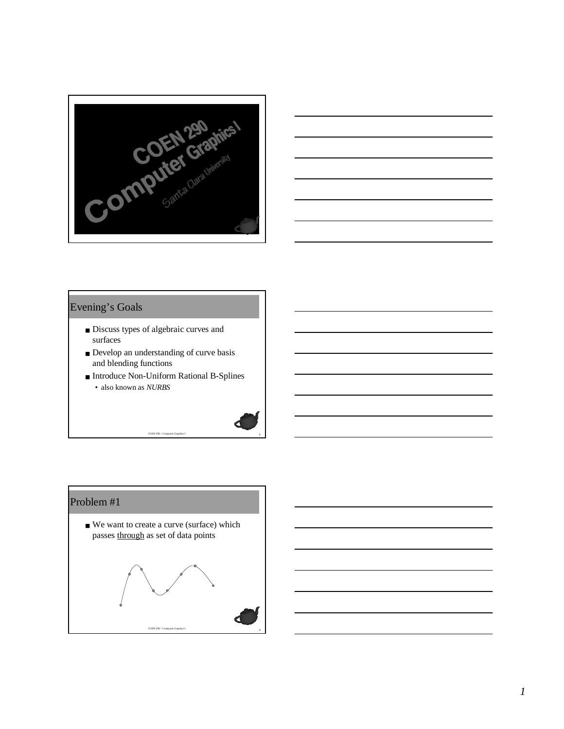COEN 290
Computer Graphics I
Santa Clara University

## Evening's Goals

- Discuss types of algebraic curves and surfaces
- Develop an understanding of curve basis and blending functions
- Introduce Non-Uniform Rational B-Splines
  - also known as *NURBS*

## Problem #1

- We want to create a curve (surface) which passes through as set of data points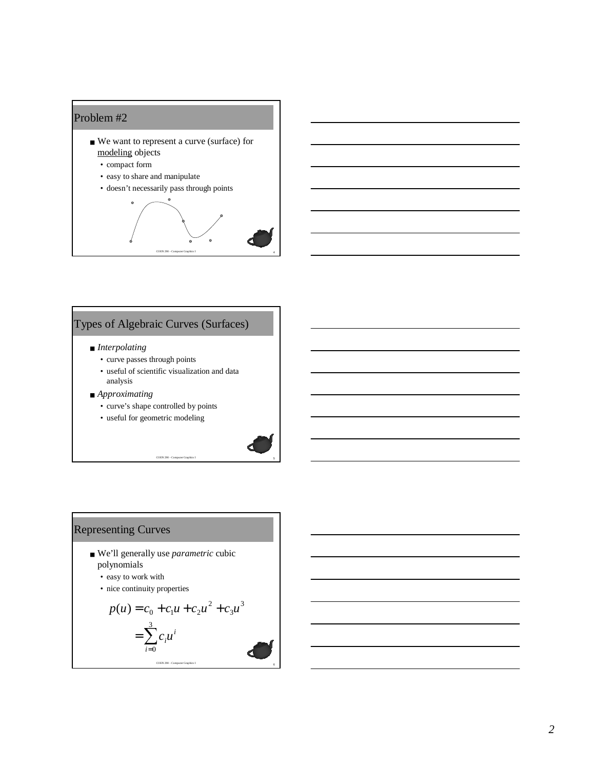## Problem #2

- We want to represent a curve (surface) for modeling objects
  - compact form
  - easy to share and manipulate
  - doesn't necessarily pass through points

## Types of Algebraic Curves (Surfaces)

- *Interpolating*
  - curve passes through points
  - useful of scientific visualization and data analysis
- *Approximating*
  - curve's shape controlled by points
  - useful for geometric modeling

## Representing Curves

- We'll generally use *parametric* cubic polynomials
  - easy to work with
  - nice continuity properties

$$p(u) = c_0 + c_1 u + c_2 u^2 + c_3 u^3$$

$$= \sum_{i=0}^{3} c_i u^i$$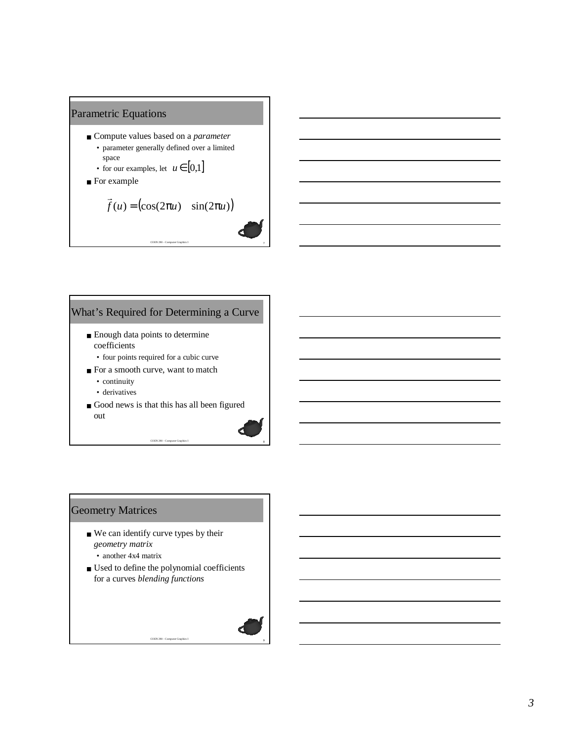## Parametric Equations

- Compute values based on a *parameter*
  - parameter generally defined over a limited space
  - for our examples, let $u \in [0,1]$
- For example

$$\vec{f}(u) = (\cos(2\pi u) \quad \sin(2\pi u))$$

## What's Required for Determining a Curve

- Enough data points to determine coefficients
  - four points required for a cubic curve
- For a smooth curve, want to match
  - continuity
  - derivatives
- Good news is that this has all been figured out

## Geometry Matrices

- We can identify curve types by their *geometry matrix*
  - another 4x4 matrix
- Used to define the polynomial coefficients for a curves *blending functions*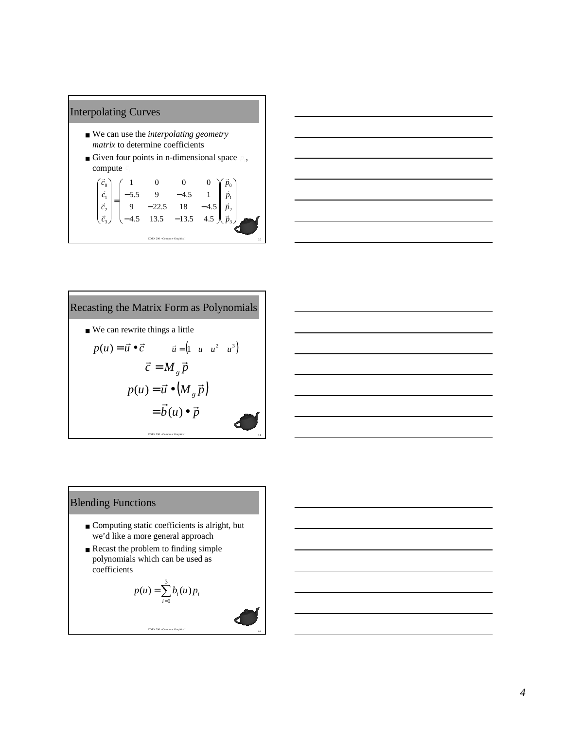## Interpolating Curves

- We can use the *interpolating geometry matrix* to determine coefficients
- Given four points in n-dimensional space $\vec{p}_i$, compute $\vec{c}_i$

$$\begin{pmatrix} \vec{c}_0 \\ \vec{c}_1 \\ \vec{c}_2 \\ \vec{c}_3 \end{pmatrix} = \begin{pmatrix} 1 & 0 & 0 & 0 \\ -5.5 & 9 & -4.5 & 1 \\ 9 & -22.5 & 18 & -4.5 \\ -4.5 & 13.5 & -13.5 & 4.5 \end{pmatrix} \begin{pmatrix} \vec{p}_0 \\ \vec{p}_1 \\ \vec{p}_2 \\ \vec{p}_3 \end{pmatrix}$$

## Recasting the Matrix Form as Polynomials

- We can rewrite things a little

$$p(u) = \vec{u} \bullet \vec{c} \qquad \vec{u} = \begin{pmatrix} 1 & u & u^2 & u^3 \end{pmatrix}$$

$$\vec{c} = M_g \vec{p}$$

$$p(u) = \vec{u} \bullet \left( M_g \vec{p} \right)$$

$$= \vec{b}(u) \bullet \vec{p}$$

## Blending Functions

- Computing static coefficients is alright, but we'd like a more general approach
- Recast the problem to finding simple polynomials which can be used as coefficients

$$p(u) = \sum_{i=0}^{3} b_i(u) p_i$$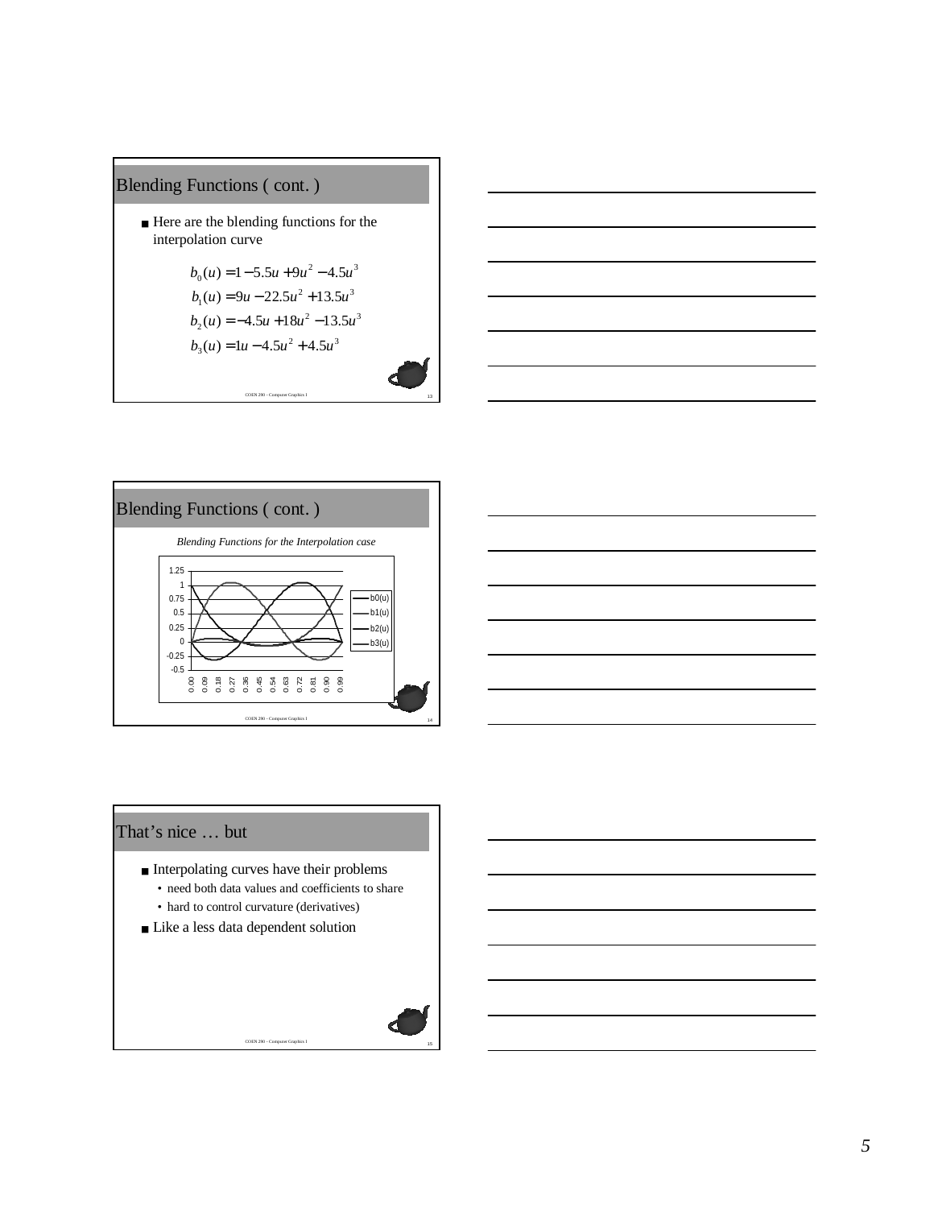## Blending Functions ( cont. )

- Here are the blending functions for the interpolation curve

$$b_0(u) = 1 - 5.5u + 9u^2 - 4.5u^3$$
$$b_1(u) = 9u - 22.5u^2 + 13.5u^3$$
$$b_2(u) = -4.5u + 18u^2 - 13.5u^3$$
$$b_3(u) = 1u - 4.5u^2 + 4.5u^3$$

## Blending Functions ( cont. )

*Blending Functions for the Interpolation case*

## That's nice … but

- Interpolating curves have their problems
  - need both data values and coefficients to share
  - hard to control curvature (derivatives)
- Like a less data dependent solution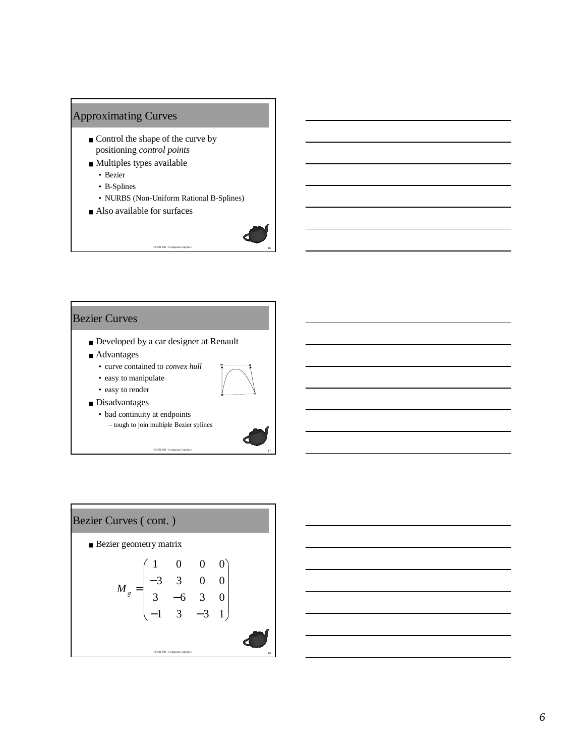## Approximating Curves

- Control the shape of the curve by positioning *control points*
- Multiples types available
  - Bezier
  - B-Splines
  - NURBS (Non-Uniform Rational B-Splines)
- Also available for surfaces

## Bezier Curves

- Developed by a car designer at Renault
- Advantages
  - curve contained to *convex hull*
  - easy to manipulate
  - easy to render
- Disadvantages
  - bad continuity at endpoints
    - tough to join multiple Bezier splines

## Bezier Curves ( cont. )

- Bezier geometry matrix

$$M_g = \begin{pmatrix} 1 & 0 & 0 & 0 \\ -3 & 3 & 0 & 0 \\ 3 & -6 & 3 & 0 \\ -1 & 3 & -3 & 1 \end{pmatrix}$$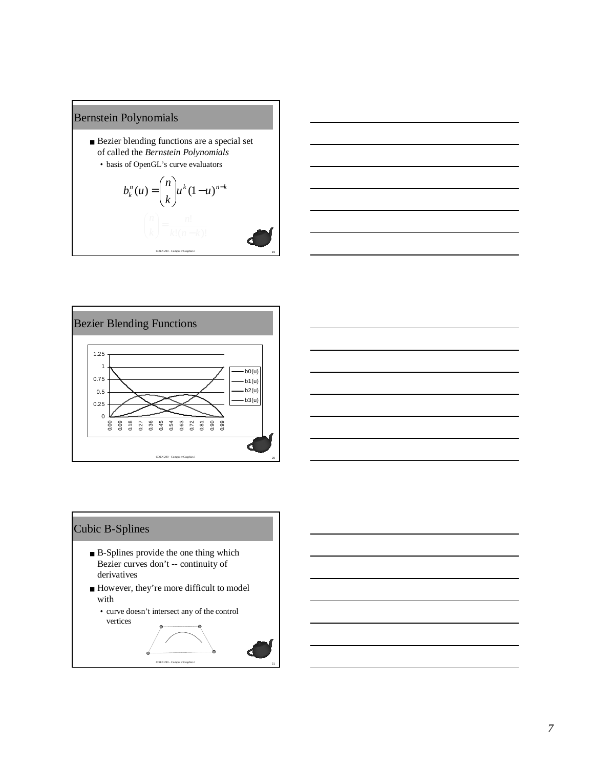## Bernstein Polynomials

- Bezier blending functions are a special set of called the *Bernstein Polynomials*
  - basis of OpenGL's curve evaluators

$$b_k^n(u) = \binom{n}{k} u^k (1-u)^{n-k}$$

$$\binom{n}{k} = \frac{n!}{k!(n-k)!}$$

## Bezier Blending Functions

## Cubic B-Splines

- B-Splines provide the one thing which Bezier curves don't -- continuity of derivatives
- However, they're more difficult to model with
  - curve doesn't intersect any of the control vertices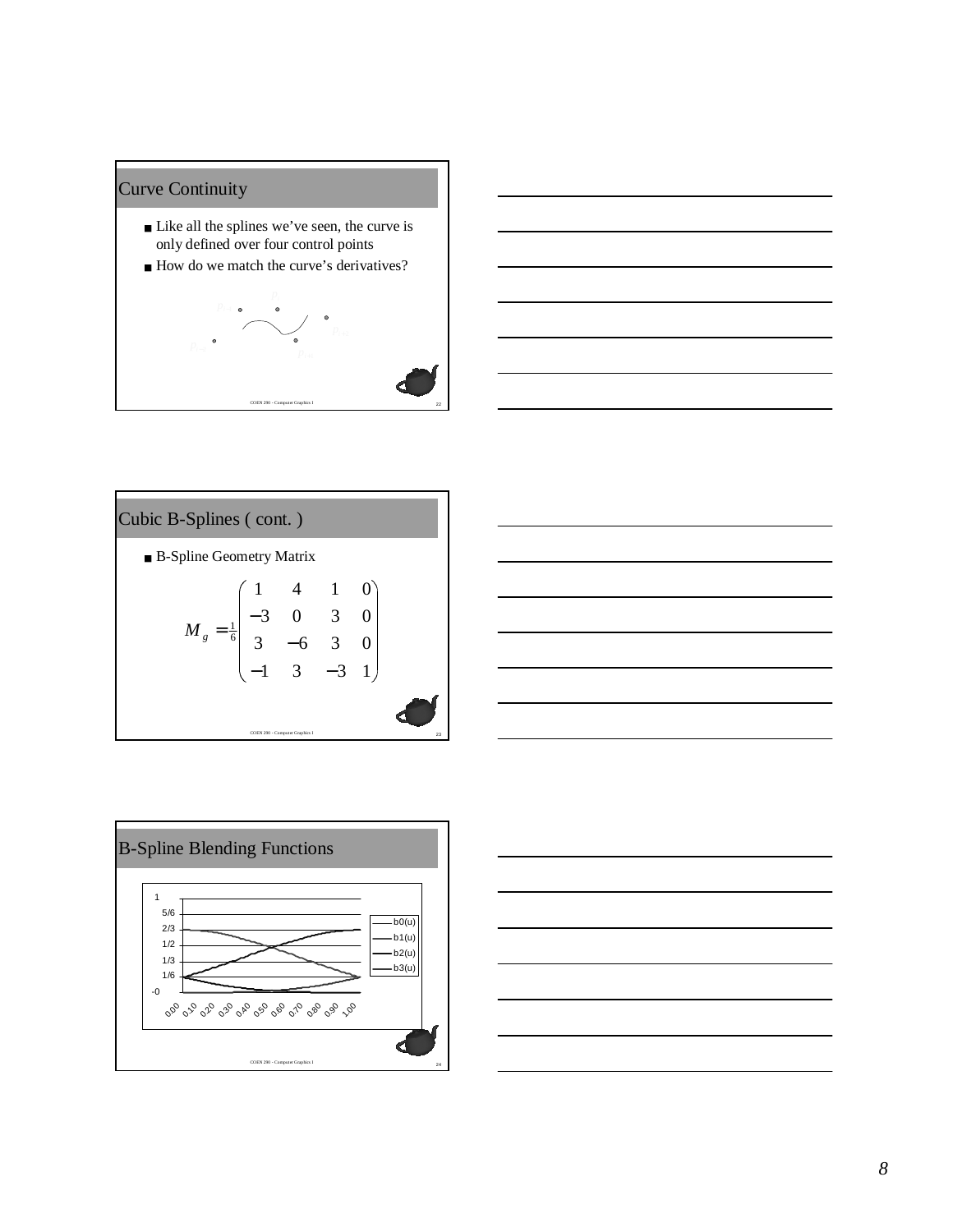## Curve Continuity

- Like all the splines we've seen, the curve is only defined over four control points
- How do we match the curve's derivatives?

## Cubic B-Splines ( cont. )

- B-Spline Geometry Matrix

$$M_g = \frac{1}{6}\begin{pmatrix} 1 & 4 & 1 & 0 \\ -3 & 0 & 3 & 0 \\ 3 & -6 & 3 & 0 \\ -1 & 3 & -3 & 1 \end{pmatrix}$$

## B-Spline Blending Functions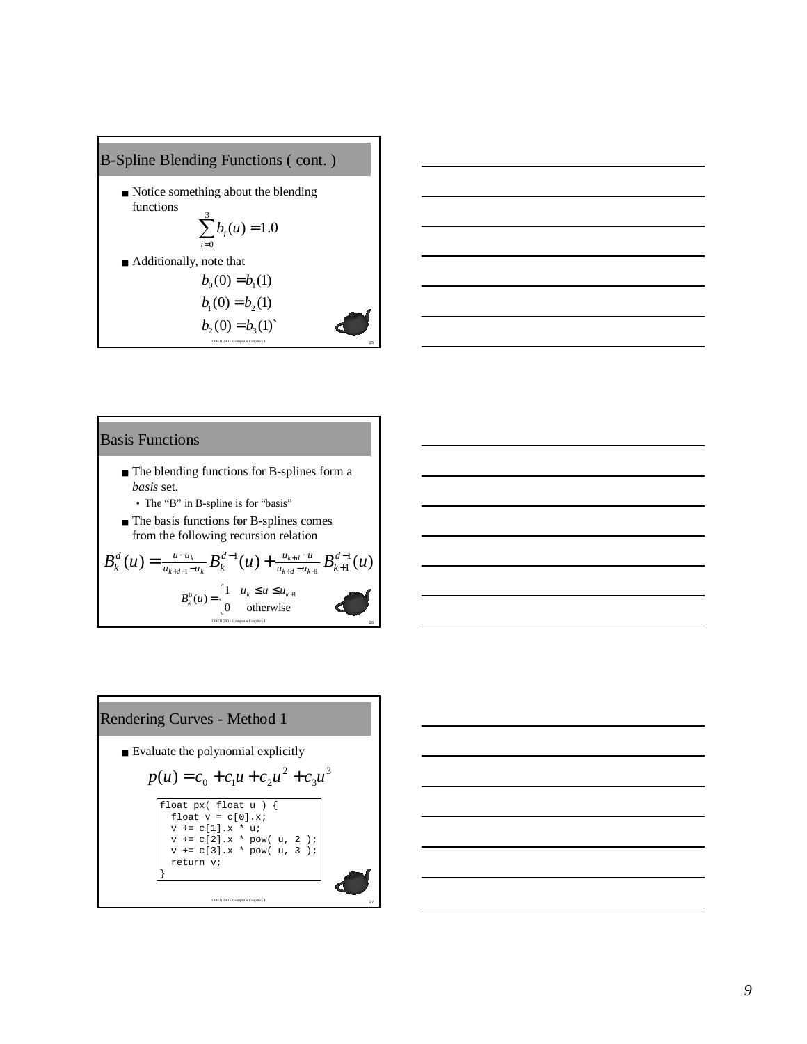## B-Spline Blending Functions ( cont. )

- Notice something about the blending functions

$$\sum_{i=0}^{3} b_i(u) = 1.0$$

- Additionally, note that

$$b_0(0) = b_1(1)$$
$$b_1(0) = b_2(1)$$
$$b_2(0) = b_3(1)$$

## Basis Functions

- The blending functions for B-splines form a *basis* set.
  - The "B" in B-spline is for "basis"
- The basis functions for B-splines comes from the following recursion relation

$$B_k^d(u) = \frac{u - u_k}{u_{k+d-1} - u_k} B_k^{d-1}(u) + \frac{u_{k+d} - u}{u_{k+d} - u_{k+1}} B_{k+1}^{d-1}(u)$$

$$B_k^0(u) = \begin{cases} 1 & u_k \le u \le u_{k+1} \\ 0 & \text{otherwise} \end{cases}$$

## Rendering Curves - Method 1

- Evaluate the polynomial explicitly

$$p(u) = c_0 + c_1 u + c_2 u^2 + c_3 u^3$$

```
float px( float u ) {
  float v = c[0].x;
  v += c[1].x * u;
  v += c[2].x * pow( u, 2 );
  v += c[3].x * pow( u, 3 );
  return v;
}
```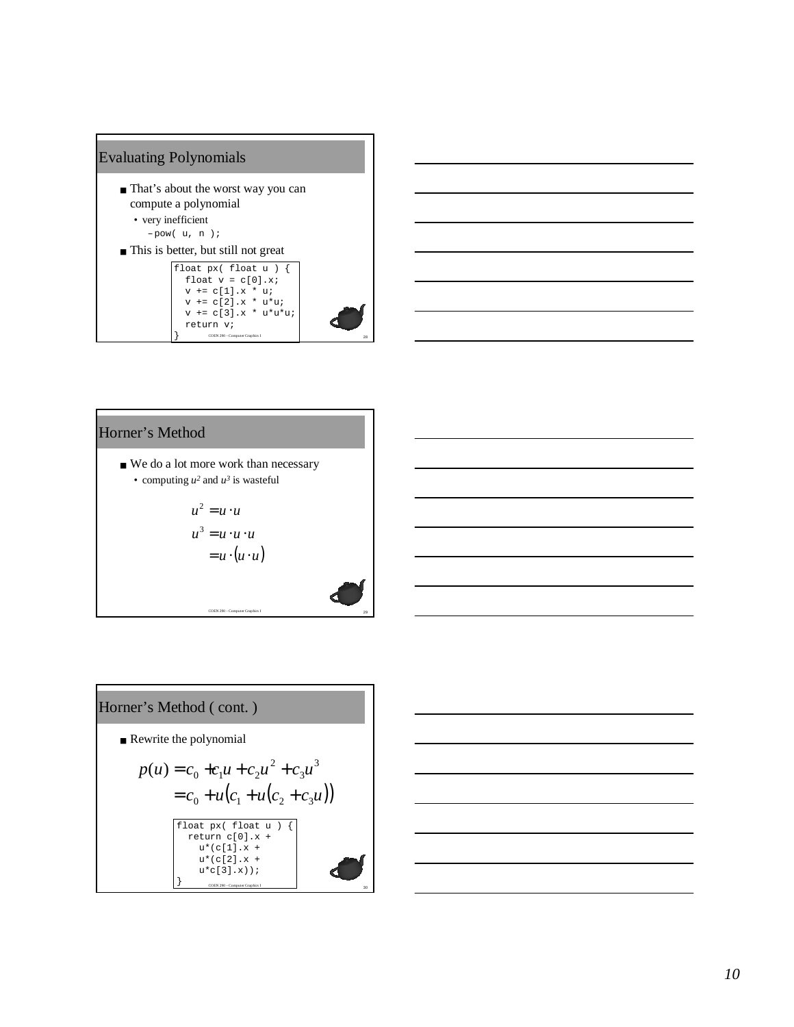## Evaluating Polynomials

- That's about the worst way you can compute a polynomial
  - very inefficient
    - `pow( u, n );`
- This is better, but still not great

```
float px( float u ) {
  float v = c[0].x;
  v += c[1].x * u;
  v += c[2].x * u*u;
  v += c[3].x * u*u*u;
  return v;
}
```

## Horner's Method

- We do a lot more work than necessary
  - computing $u^2$ and $u^3$ is wasteful

$$u^2 = u \cdot u$$

$$u^3 = u \cdot u \cdot u$$

$$= u \cdot (u \cdot u)$$

## Horner's Method ( cont. )

- Rewrite the polynomial

$$p(u) = c_0 + c_1 u + c_2 u^2 + c_3 u^3$$

$$= c_0 + u(c_1 + u(c_2 + c_3 u))$$

```
float px( float u ) {
  return c[0].x +
    u*(c[1].x +
    u*(c[2].x +
    u*c[3].x));
}
```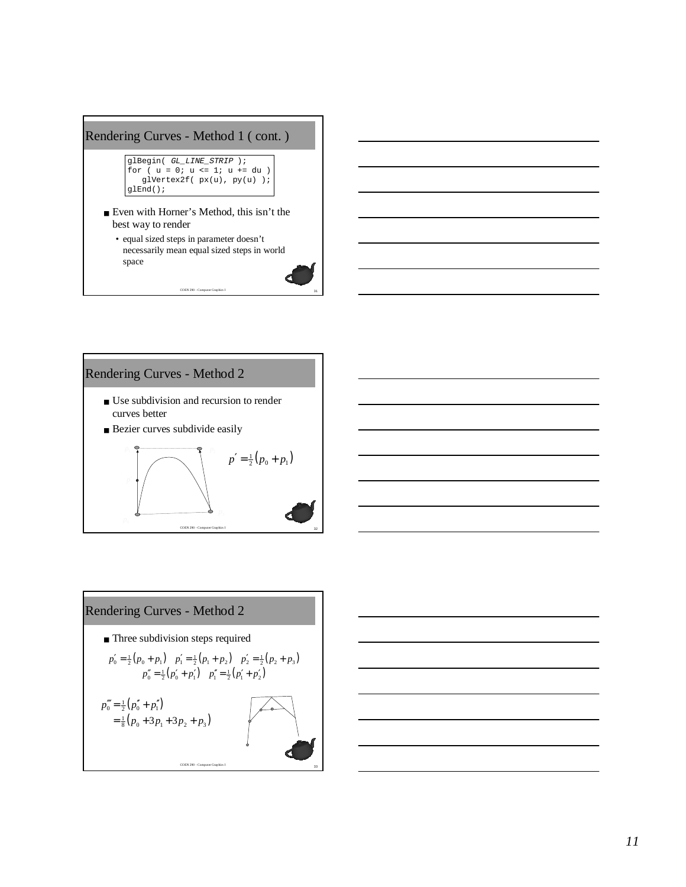## Rendering Curves - Method 1 ( cont. )

```
glBegin( GL_LINE_STRIP );
for ( u = 0; u <= 1; u += du )
   glVertex2f( px(u), py(u) );
glEnd();
```

- Even with Horner's Method, this isn't the best way to render
  - equal sized steps in parameter doesn't necessarily mean equal sized steps in world space

## Rendering Curves - Method 2

- Use subdivision and recursion to render curves better
- Bezier curves subdivide easily

$$p' = \tfrac{1}{2}\left(p_0 + p_1\right)$$

## Rendering Curves - Method 2

- Three subdivision steps required

$$p_0' = \tfrac{1}{2}\left(p_0 + p_1\right) \quad p_1' = \tfrac{1}{2}\left(p_1 + p_2\right) \quad p_2' = \tfrac{1}{2}\left(p_2 + p_3\right)$$

$$p_0'' = \tfrac{1}{2}\left(p_0' + p_1'\right) \quad p_1'' = \tfrac{1}{2}\left(p_1' + p_2'\right)$$

$$p_0''' = \tfrac{1}{2}\left(p_0'' + p_1''\right) = \tfrac{1}{8}\left(p_0 + 3p_1 + 3p_2 + p_3\right)$$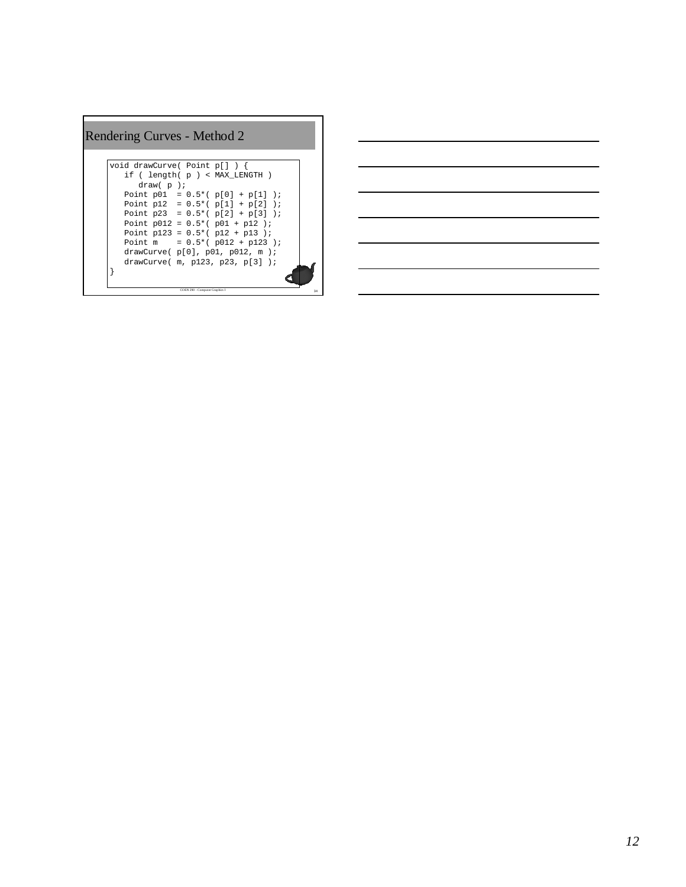## Rendering Curves - Method 2

```
void drawCurve( Point p[] ) {
   if ( length( p ) < MAX_LENGTH )
      draw( p );
   Point p01  = 0.5*( p[0] + p[1] );
   Point p12  = 0.5*( p[1] + p[2] );
   Point p23  = 0.5*( p[2] + p[3] );
   Point p012 = 0.5*( p01 + p12 );
   Point p123 = 0.5*( p12 + p13 );
   Point m    = 0.5*( p012 + p123 );
   drawCurve( p[0], p01, p012, m );
   drawCurve( m, p123, p23, p[3] );
}
```